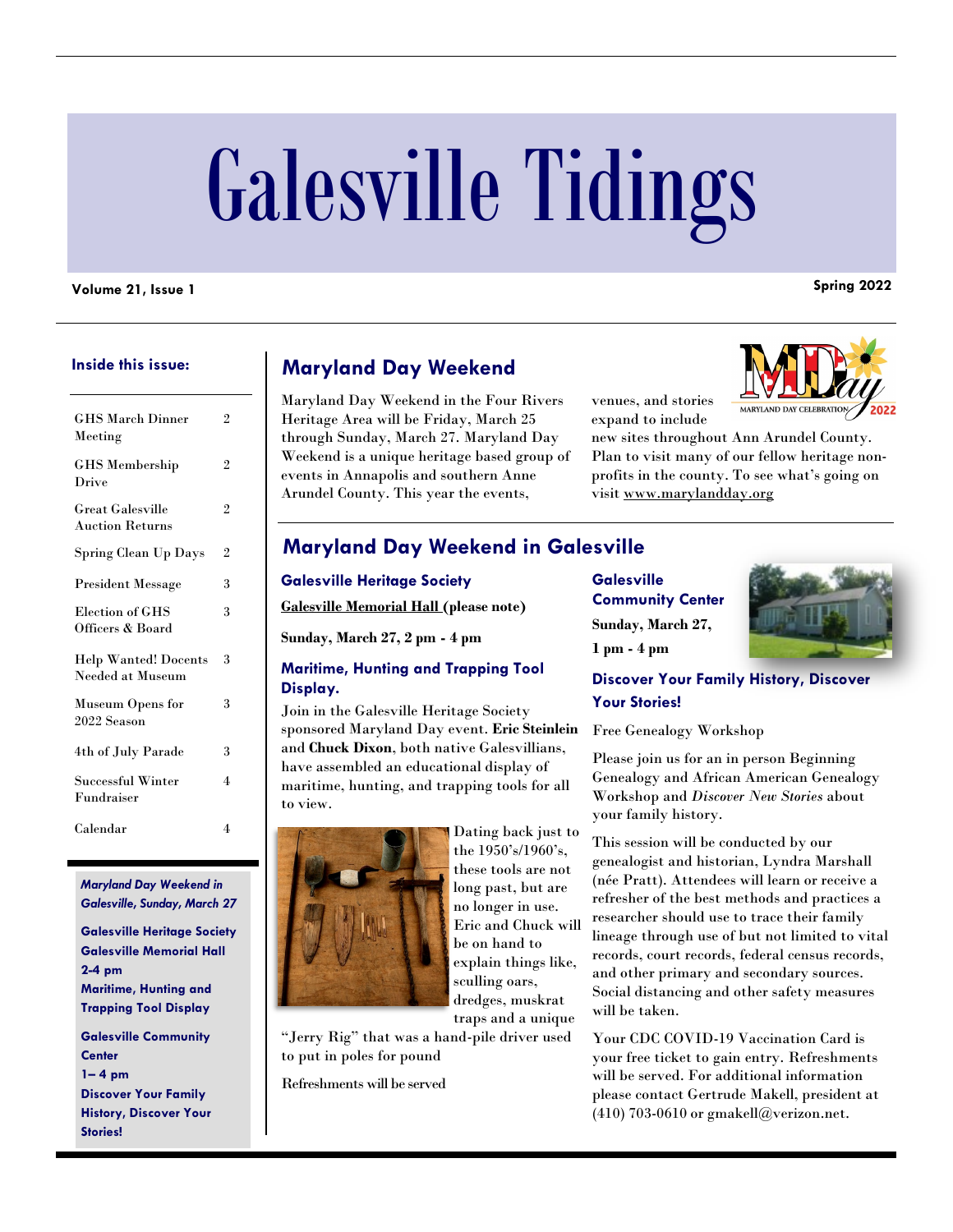# Galesville Tidings

**Volume 21, Issue 1** **Spring 2022**

### Inside this issue:

| | |
|---|---|
| GHS March Dinner Meeting | 2 |
| GHS Membership Drive | 2 |
| Great Galesville Auction Returns | 2 |
| Spring Clean Up Days | 2 |
| President Message | 3 |
| Election of GHS Officers & Board | 3 |
| Help Wanted! Docents Needed at Museum | 3 |
| Museum Opens for 2022 Season | 3 |
| 4th of July Parade | 3 |
| Successful Winter Fundraiser | 4 |
| Calendar | 4 |

***Maryland Day Weekend in Galesville, Sunday, March 27***

**Galesville Heritage Society**
**Galesville Memorial Hall**
**2-4 pm**
**Maritime, Hunting and Trapping Tool Display**

**Galesville Community Center**
**1– 4 pm**
**Discover Your Family History, Discover Your Stories!**

## Maryland Day Weekend

Maryland Day Weekend in the Four Rivers Heritage Area will be Friday, March 25 through Sunday, March 27. Maryland Day Weekend is a unique heritage based group of events in Annapolis and southern Anne Arundel County. This year the events, venues, and stories expand to include new sites throughout Ann Arundel County. Plan to visit many of our fellow heritage non-profits in the county. To see what's going on visit www.marylandday.org

## Maryland Day Weekend in Galesville

### Galesville Heritage Society

**Galesville Memorial Hall (please note)**

**Sunday, March 27, 2 pm - 4 pm**

### Maritime, Hunting and Trapping Tool Display.

Join in the Galesville Heritage Society sponsored Maryland Day event. **Eric Steinlein** and **Chuck Dixon**, both native Galesvillians, have assembled an educational display of maritime, hunting, and trapping tools for all to view.

Dating back just to the 1950's/1960's, these tools are not long past, but are no longer in use. Eric and Chuck will be on hand to explain things like, sculling oars, dredges, muskrat traps and a unique "Jerry Rig" that was a hand-pile driver used to put in poles for pound

Refreshments will be served

### Galesville Community Center

**Sunday, March 27,**
**1 pm - 4 pm**

### Discover Your Family History, Discover Your Stories!

Free Genealogy Workshop

Please join us for an in person Beginning Genealogy and African American Genealogy Workshop and *Discover New Stories* about your family history.

This session will be conducted by our genealogist and historian, Lyndra Marshall (née Pratt). Attendees will learn or receive a refresher of the best methods and practices a researcher should use to trace their family lineage through use of but not limited to vital records, court records, federal census records, and other primary and secondary sources. Social distancing and other safety measures will be taken.

Your CDC COVID-19 Vaccination Card is your free ticket to gain entry. Refreshments will be served. For additional information please contact Gertrude Makell, president at (410) 703-0610 or gmakell@verizon.net.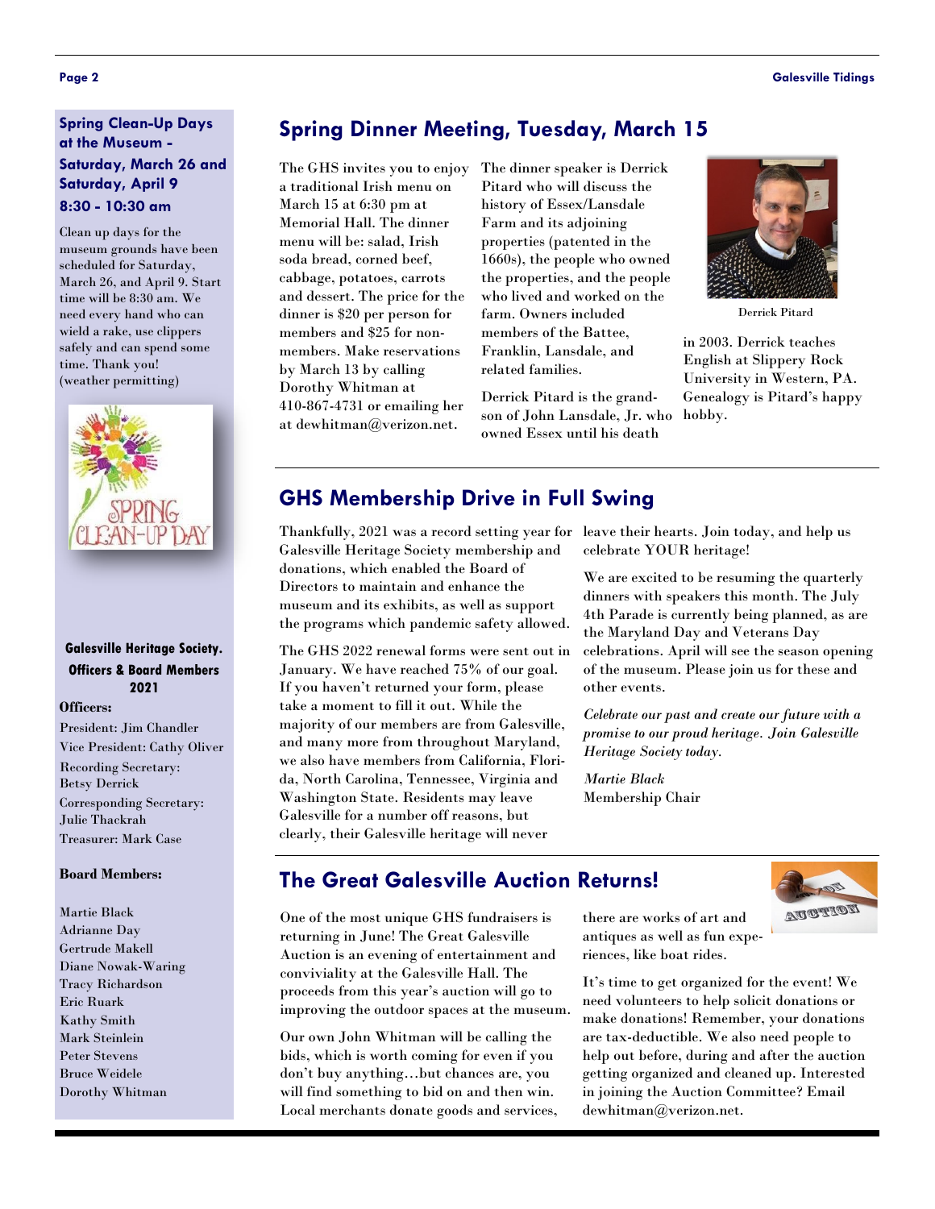## Spring Clean-Up Days at the Museum - Saturday, March 26 and Saturday, April 9

### 8:30 - 10:30 am

Clean up days for the museum grounds have been scheduled for Saturday, March 26, and April 9. Start time will be 8:30 am. We need every hand who can wield a rake, use clippers safely and can spend some time. Thank you! (weather permitting)

**Galesville Heritage Society. Officers & Board Members 2021**

**Officers:**

President: Jim Chandler
Vice President: Cathy Oliver
Recording Secretary: Betsy Derrick
Corresponding Secretary: Julie Thackrah
Treasurer: Mark Case

**Board Members:**

Martie Black
Adrianne Day
Gertrude Makell
Diane Nowak-Waring
Tracy Richardson
Eric Ruark
Kathy Smith
Mark Steinlein
Peter Stevens
Bruce Weidele
Dorothy Whitman

## Spring Dinner Meeting, Tuesday, March 15

The GHS invites you to enjoy a traditional Irish menu on March 15 at 6:30 pm at Memorial Hall. The dinner menu will be: salad, Irish soda bread, corned beef, cabbage, potatoes, carrots and dessert. The price for the dinner is $20 per person for members and $25 for non-members. Make reservations by March 13 by calling Dorothy Whitman at 410-867-4731 or emailing her at dewhitman@verizon.net.

The dinner speaker is Derrick Pitard who will discuss the history of Essex/Lansdale Farm and its adjoining properties (patented in the 1660s), the people who owned the properties, and the people who lived and worked on the farm. Owners included members of the Battee, Franklin, Lansdale, and related families.

Derrick Pitard is the grandson of John Lansdale, Jr. who owned Essex until his death in 2003. Derrick teaches English at Slippery Rock University in Western, PA. Genealogy is Pitard's happy hobby.

Derrick Pitard

## GHS Membership Drive in Full Swing

Thankfully, 2021 was a record setting year for Galesville Heritage Society membership and donations, which enabled the Board of Directors to maintain and enhance the museum and its exhibits, as well as support the programs which pandemic safety allowed.

The GHS 2022 renewal forms were sent out in January. We have reached 75% of our goal. If you haven't returned your form, please take a moment to fill it out. While the majority of our members are from Galesville, and many more from throughout Maryland, we also have members from California, Florida, North Carolina, Tennessee, Virginia and Washington State. Residents may leave Galesville for a number off reasons, but clearly, their Galesville heritage will never leave their hearts. Join today, and help us celebrate YOUR heritage!

We are excited to be resuming the quarterly dinners with speakers this month. The July 4th Parade is currently being planned, as are the Maryland Day and Veterans Day celebrations. April will see the season opening of the museum. Please join us for these and other events.

*Celebrate our past and create our future with a promise to our proud heritage. Join Galesville Heritage Society today.*

*Martie Black*
Membership Chair

## The Great Galesville Auction Returns!

One of the most unique GHS fundraisers is returning in June! The Great Galesville Auction is an evening of entertainment and conviviality at the Galesville Hall. The proceeds from this year's auction will go to improving the outdoor spaces at the museum.

Our own John Whitman will be calling the bids, which is worth coming for even if you don't buy anything…but chances are, you will find something to bid on and then win. Local merchants donate goods and services, there are works of art and antiques as well as fun experiences, like boat rides.

It's time to get organized for the event! We need volunteers to help solicit donations or make donations! Remember, your donations are tax-deductible. We also need people to help out before, during and after the auction getting organized and cleaned up. Interested in joining the Auction Committee? Email dewhitman@verizon.net.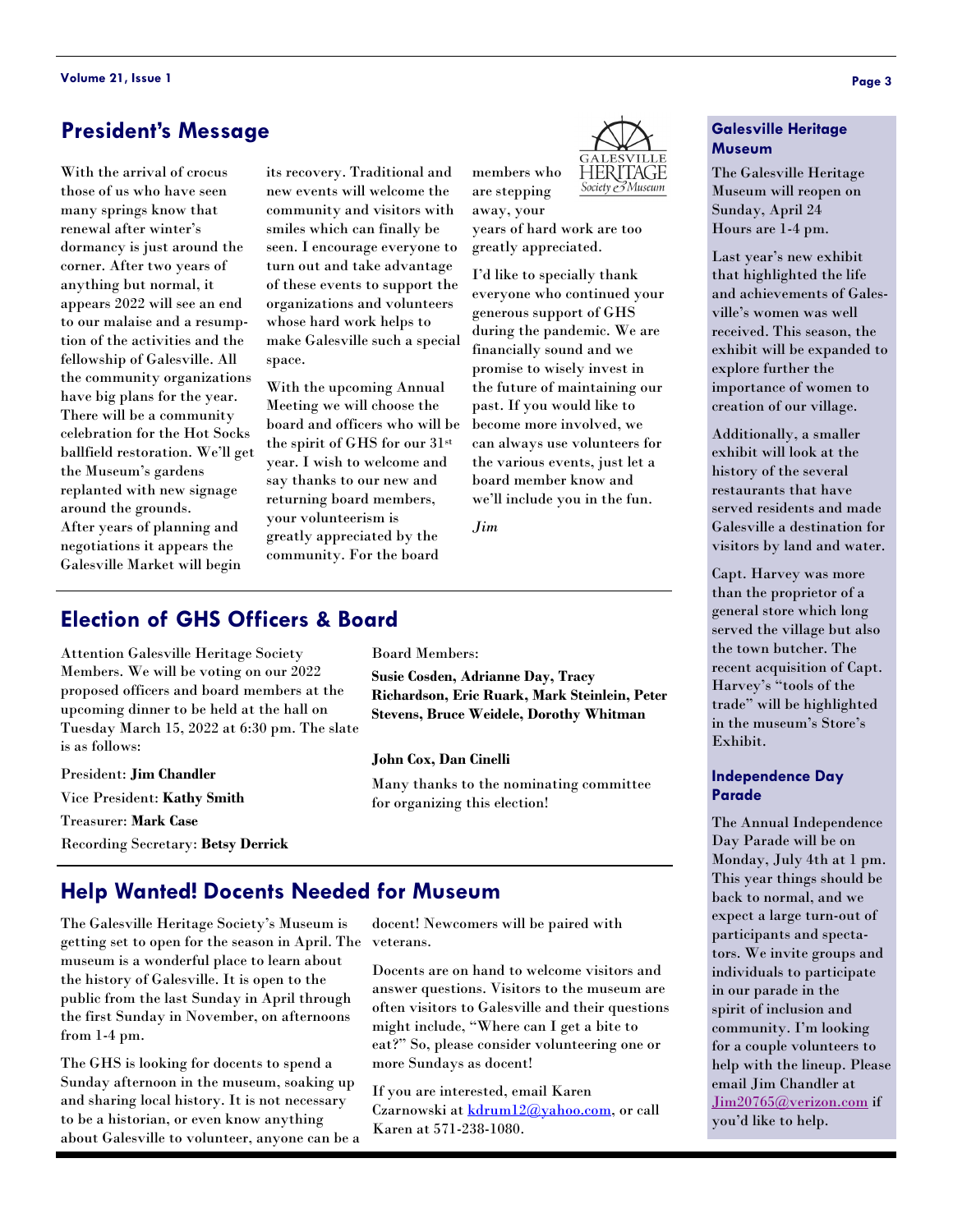## President's Message

With the arrival of crocus those of us who have seen many springs know that renewal after winter's dormancy is just around the corner. After two years of anything but normal, it appears 2022 will see an end to our malaise and a resumption of the activities and the fellowship of Galesville. All the community organizations have big plans for the year. There will be a community celebration for the Hot Socks ballfield restoration. We'll get the Museum's gardens replanted with new signage around the grounds. After years of planning and negotiations it appears the Galesville Market will begin its recovery. Traditional and new events will welcome the community and visitors with smiles which can finally be seen. I encourage everyone to turn out and take advantage of these events to support the organizations and volunteers whose hard work helps to make Galesville such a special space.

With the upcoming Annual Meeting we will choose the board and officers who will be the spirit of GHS for our 31st year. I wish to welcome and say thanks to our new and returning board members, your volunteerism is greatly appreciated by the community. For the board members who are stepping away, your years of hard work are too greatly appreciated.

I'd like to specially thank everyone who continued your generous support of GHS during the pandemic. We are financially sound and we promise to wisely invest in the future of maintaining our past. If you would like to become more involved, we can always use volunteers for the various events, just let a board member know and we'll include you in the fun.

*Jim*

## Election of GHS Officers & Board

Attention Galesville Heritage Society Members. We will be voting on our 2022 proposed officers and board members at the upcoming dinner to be held at the hall on Tuesday March 15, 2022 at 6:30 pm. The slate is as follows:

President: **Jim Chandler**

Vice President: **Kathy Smith**

Treasurer: **Mark Case**

Recording Secretary: **Betsy Derrick**

Board Members:

**Susie Cosden, Adrianne Day, Tracy Richardson, Eric Ruark, Mark Steinlein, Peter Stevens, Bruce Weidele, Dorothy Whitman**

**John Cox, Dan Cinelli**

Many thanks to the nominating committee for organizing this election!

## Help Wanted! Docents Needed for Museum

The Galesville Heritage Society's Museum is getting set to open for the season in April. The museum is a wonderful place to learn about the history of Galesville. It is open to the public from the last Sunday in April through the first Sunday in November, on afternoons from 1-4 pm.

The GHS is looking for docents to spend a Sunday afternoon in the museum, soaking up and sharing local history. It is not necessary to be a historian, or even know anything about Galesville to volunteer, anyone can be a docent! Newcomers will be paired with veterans.

Docents are on hand to welcome visitors and answer questions. Visitors to the museum are often visitors to Galesville and their questions might include, "Where can I get a bite to eat?" So, please consider volunteering one or more Sundays as docent!

If you are interested, email Karen Czarnowski at kdrum12@yahoo.com, or call Karen at 571-238-1080.

### Galesville Heritage Museum

The Galesville Heritage Museum will reopen on Sunday, April 24
Hours are 1-4 pm.

Last year's new exhibit that highlighted the life and achievements of Galesville's women was well received. This season, the exhibit will be expanded to explore further the importance of women to creation of our village.

Additionally, a smaller exhibit will look at the history of the several restaurants that have served residents and made Galesville a destination for visitors by land and water.

Capt. Harvey was more than the proprietor of a general store which long served the village but also the town butcher. The recent acquisition of Capt. Harvey's "tools of the trade" will be highlighted in the museum's Store's Exhibit.

### Independence Day Parade

The Annual Independence Day Parade will be on Monday, July 4th at 1 pm. This year things should be back to normal, and we expect a large turn-out of participants and spectators. We invite groups and individuals to participate in our parade in the spirit of inclusion and community. I'm looking for a couple volunteers to help with the lineup. Please email Jim Chandler at Jim20765@verizon.com if you'd like to help.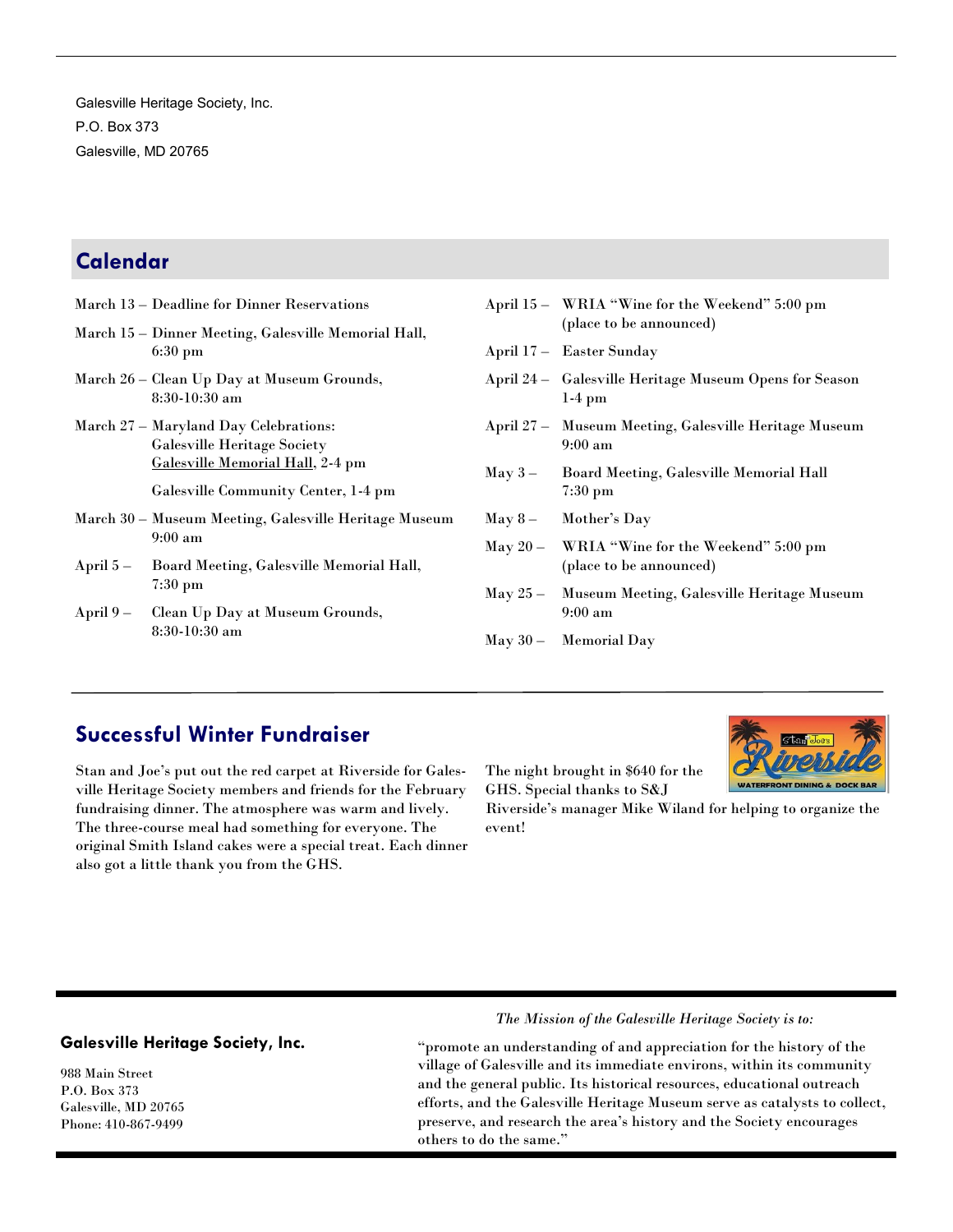Galesville Heritage Society, Inc.
P.O. Box 373
Galesville, MD 20765

## Calendar

March 13 – Deadline for Dinner Reservations

March 15 – Dinner Meeting, Galesville Memorial Hall, 6:30 pm

March 26 – Clean Up Day at Museum Grounds, 8:30-10:30 am

March 27 – Maryland Day Celebrations:
Galesville Heritage Society
Galesville Memorial Hall, 2-4 pm

Galesville Community Center, 1-4 pm

March 30 – Museum Meeting, Galesville Heritage Museum 9:00 am

April 5 – Board Meeting, Galesville Memorial Hall, 7:30 pm

April 9 – Clean Up Day at Museum Grounds, 8:30-10:30 am

April 15 – WRIA "Wine for the Weekend" 5:00 pm (place to be announced)

April 17 – Easter Sunday

April 24 – Galesville Heritage Museum Opens for Season 1-4 pm

April 27 – Museum Meeting, Galesville Heritage Museum 9:00 am

May 3 – Board Meeting, Galesville Memorial Hall 7:30 pm

May 8 – Mother's Day

May 20 – WRIA "Wine for the Weekend" 5:00 pm (place to be announced)

May 25 – Museum Meeting, Galesville Heritage Museum 9:00 am

May 30 – Memorial Day

## Successful Winter Fundraiser

Stan and Joe's put out the red carpet at Riverside for Galesville Heritage Society members and friends for the February fundraising dinner. The atmosphere was warm and lively. The three-course meal had something for everyone. The original Smith Island cakes were a special treat. Each dinner also got a little thank you from the GHS.

The night brought in $640 for the GHS. Special thanks to S&J Riverside's manager Mike Wiland for helping to organize the event!

**Galesville Heritage Society, Inc.**

988 Main Street
P.O. Box 373
Galesville, MD 20765
Phone: 410-867-9499

*The Mission of the Galesville Heritage Society is to:*

"promote an understanding of and appreciation for the history of the village of Galesville and its immediate environs, within its community and the general public. Its historical resources, educational outreach efforts, and the Galesville Heritage Museum serve as catalysts to collect, preserve, and research the area's history and the Society encourages others to do the same."